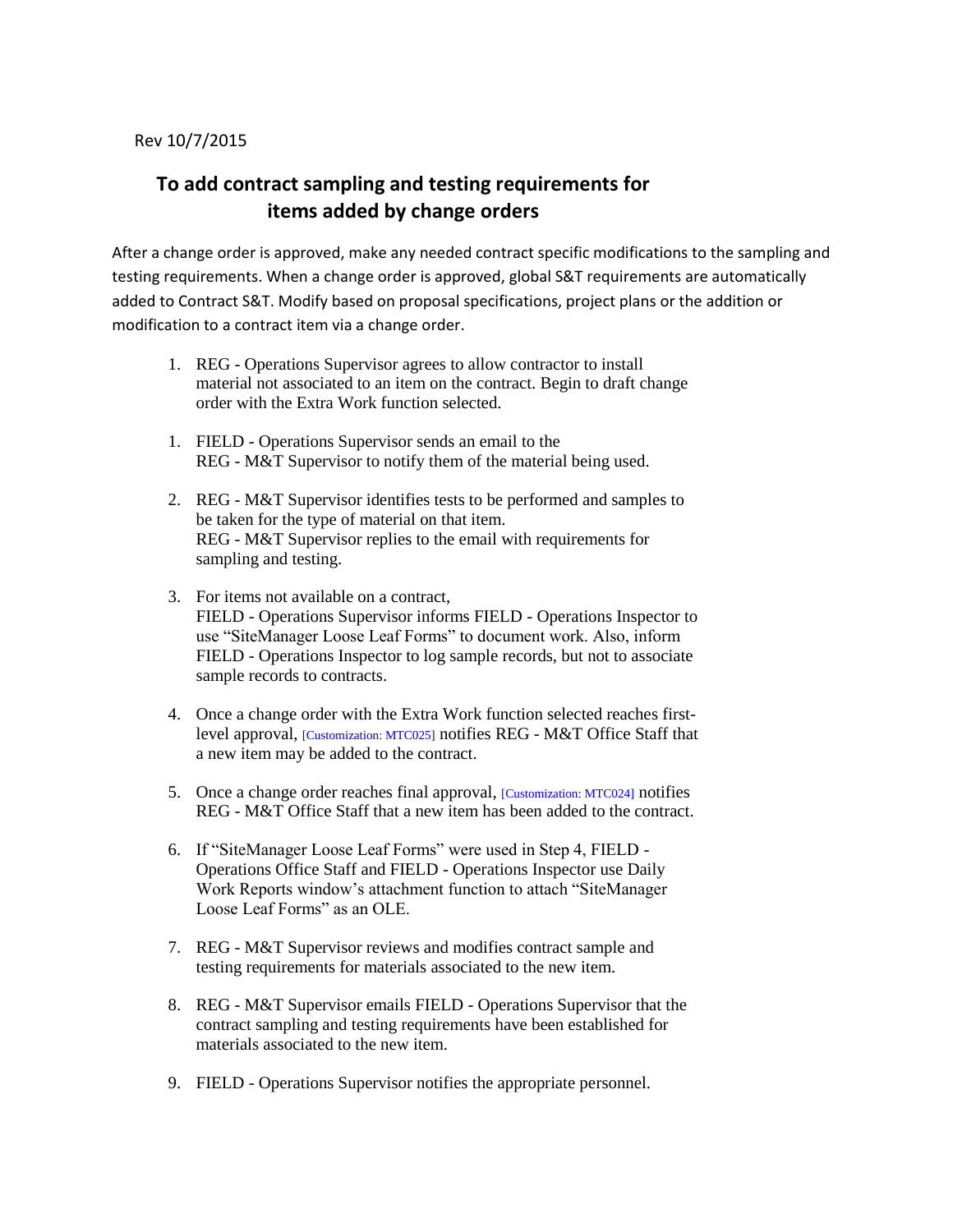Rev 10/7/2015

## To add contract sampling and testing requirements for items added by change orders

After a change order is approved, make any needed contract specific modifications to the sampling and testing requirements. When a change order is approved, global S&T requirements are automatically added to Contract S&T. Modify based on proposal specifications, project plans or the addition or modification to a contract item via a change order.

1. REG - Operations Supervisor agrees to allow contractor to install material not associated to an item on the contract. Begin to draft change order with the Extra Work function selected.

1. FIELD - Operations Supervisor sends an email to the REG - M&T Supervisor to notify them of the material being used.

2. REG - M&T Supervisor identifies tests to be performed and samples to be taken for the type of material on that item. REG - M&T Supervisor replies to the email with requirements for sampling and testing.

3. For items not available on a contract, FIELD - Operations Supervisor informs FIELD - Operations Inspector to use “SiteManager Loose Leaf Forms” to document work. Also, inform FIELD - Operations Inspector to log sample records, but not to associate sample records to contracts.

4. Once a change order with the Extra Work function selected reaches first-level approval, [Customization: MTC025] notifies REG - M&T Office Staff that a new item may be added to the contract.

5. Once a change order reaches final approval, [Customization: MTC024] notifies REG - M&T Office Staff that a new item has been added to the contract.

6. If “SiteManager Loose Leaf Forms” were used in Step 4, FIELD - Operations Office Staff and FIELD - Operations Inspector use Daily Work Reports window’s attachment function to attach “SiteManager Loose Leaf Forms” as an OLE.

7. REG - M&T Supervisor reviews and modifies contract sample and testing requirements for materials associated to the new item.

8. REG - M&T Supervisor emails FIELD - Operations Supervisor that the contract sampling and testing requirements have been established for materials associated to the new item.

9. FIELD - Operations Supervisor notifies the appropriate personnel.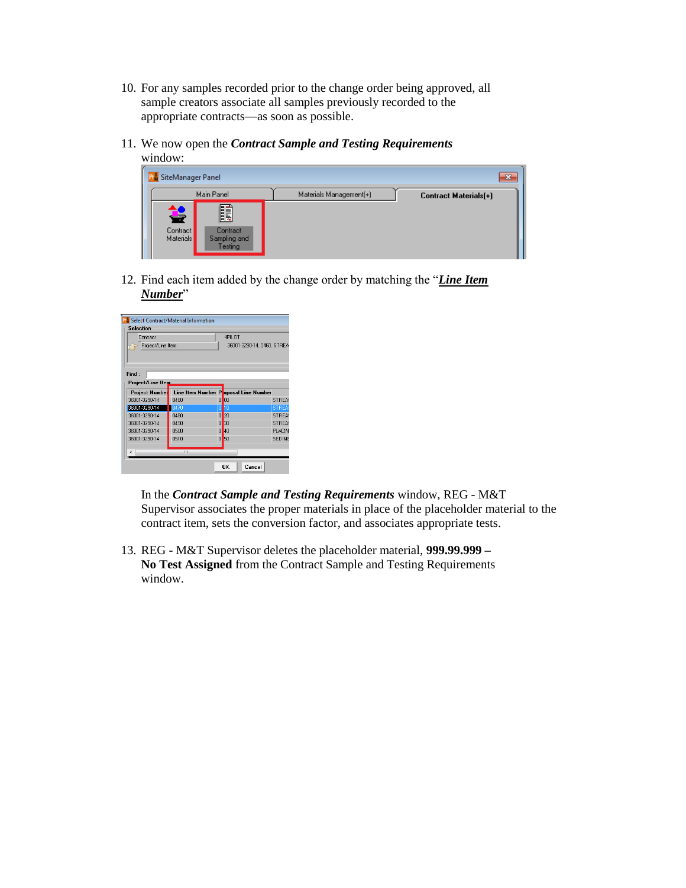10. For any samples recorded prior to the change order being approved, all sample creators associate all samples previously recorded to the appropriate contracts—as soon as possible.

11. We now open the ***Contract Sample and Testing Requirements*** window:

12. Find each item added by the change order by matching the "***Line Item Number***"

    In the ***Contract Sample and Testing Requirements*** window, REG - M&T Supervisor associates the proper materials in place of the placeholder material to the contract item, sets the conversion factor, and associates appropriate tests.

13. REG - M&T Supervisor deletes the placeholder material, **999.99.999 – No Test Assigned** from the Contract Sample and Testing Requirements window.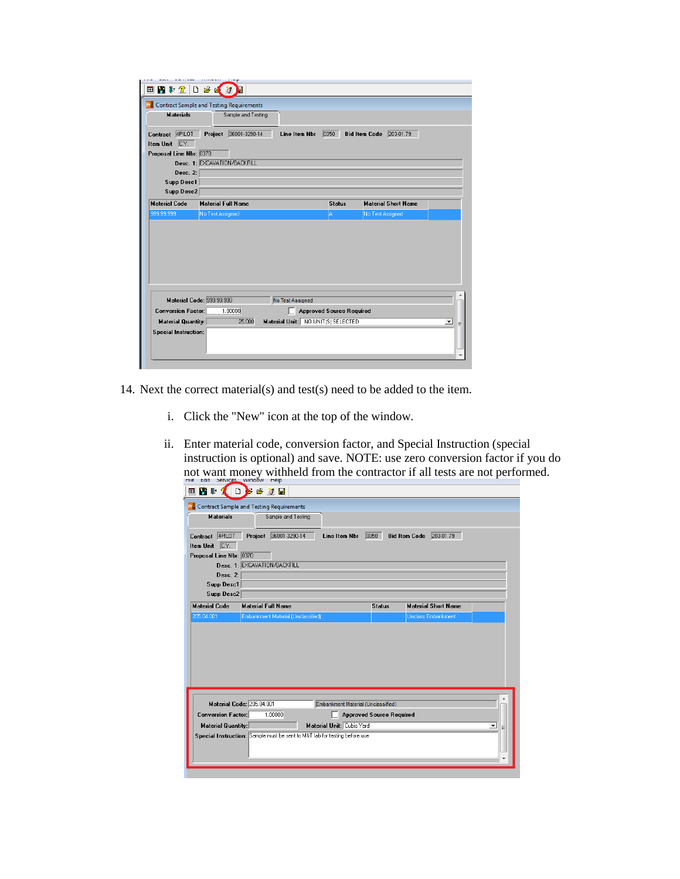14. Next the correct material(s) and test(s) need to be added to the item.

    i. Click the "New" icon at the top of the window.

    ii. Enter material code, conversion factor, and Special Instruction (special instruction is optional) and save. NOTE: use zero conversion factor if you do not want money withheld from the contractor if all tests are not performed.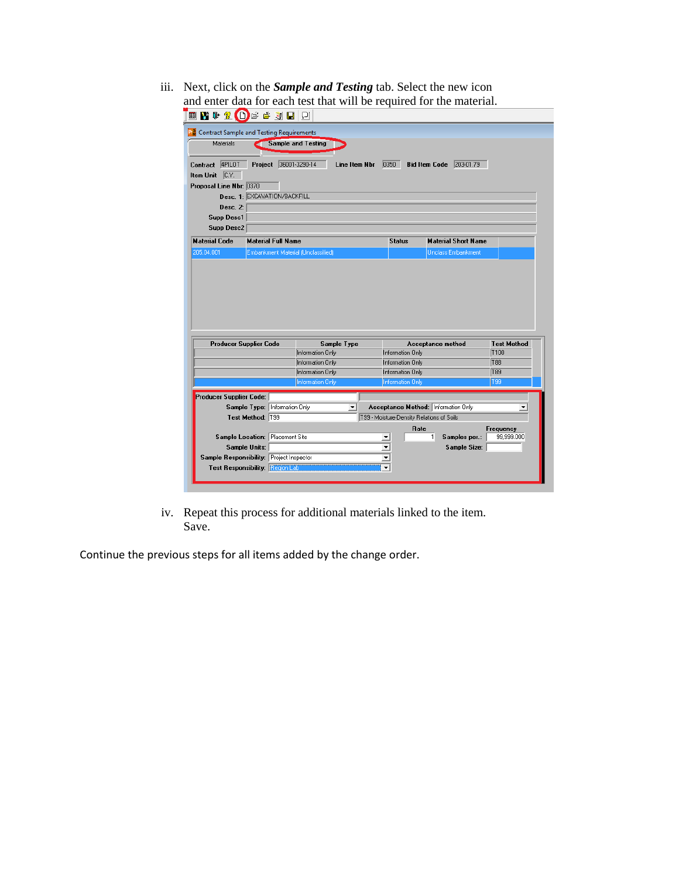iii. Next, click on the ***Sample and Testing*** tab. Select the new icon and enter data for each test that will be required for the material.

iv. Repeat this process for additional materials linked to the item. Save.

Continue the previous steps for all items added by the change order.